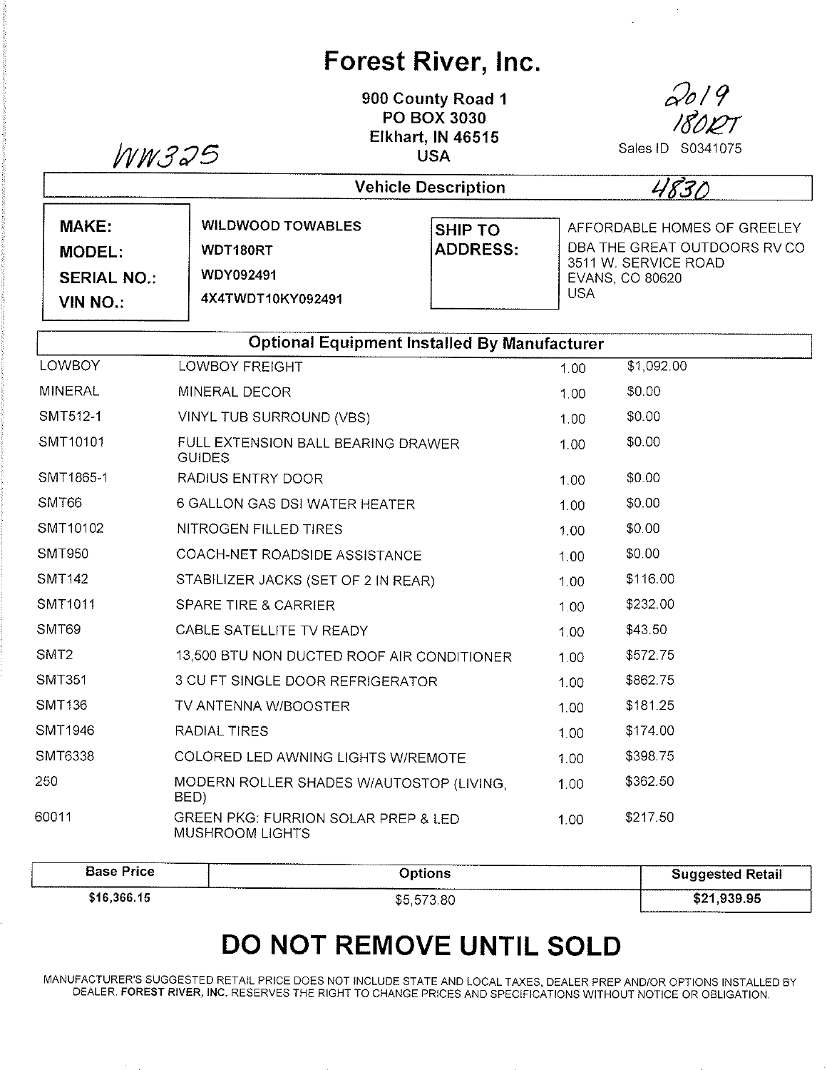# Forest River, Inc.

900 County Road 1
PO BOX 3030
Elkhart, IN 46515
USA

WW325

2019
180RT

Sales ID S0341075

## Vehicle Description

4830

| | | | |
|---|---|---|---|
| **MAKE:** | WILDWOOD TOWABLES | **SHIP TO ADDRESS:** | AFFORDABLE HOMES OF GREELEY<br>DBA THE GREAT OUTDOORS RV CO<br>3511 W. SERVICE ROAD<br>EVANS, CO 80620<br>USA |
| **MODEL:** | WDT180RT | | |
| **SERIAL NO.:** | WDY092491 | | |
| **VIN NO.:** | 4X4TWDT10KY092491 | | |

## Optional Equipment Installed By Manufacturer

| Code | Description | Qty | Price |
|---|---|---|---|
| LOWBOY | LOWBOY FREIGHT | 1.00 | $1,092.00 |
| MINERAL | MINERAL DECOR | 1.00 | $0.00 |
| SMT512-1 | VINYL TUB SURROUND (VBS) | 1.00 | $0.00 |
| SMT10101 | FULL EXTENSION BALL BEARING DRAWER GUIDES | 1.00 | $0.00 |
| SMT1865-1 | RADIUS ENTRY DOOR | 1.00 | $0.00 |
| SMT66 | 6 GALLON GAS DSI WATER HEATER | 1.00 | $0.00 |
| SMT10102 | NITROGEN FILLED TIRES | 1.00 | $0.00 |
| SMT950 | COACH-NET ROADSIDE ASSISTANCE | 1.00 | $0.00 |
| SMT142 | STABILIZER JACKS (SET OF 2 IN REAR) | 1.00 | $116.00 |
| SMT1011 | SPARE TIRE & CARRIER | 1.00 | $232.00 |
| SMT69 | CABLE SATELLITE TV READY | 1.00 | $43.50 |
| SMT2 | 13,500 BTU NON DUCTED ROOF AIR CONDITIONER | 1.00 | $572.75 |
| SMT351 | 3 CU FT SINGLE DOOR REFRIGERATOR | 1.00 | $862.75 |
| SMT136 | TV ANTENNA W/BOOSTER | 1.00 | $181.25 |
| SMT1946 | RADIAL TIRES | 1.00 | $174.00 |
| SMT6338 | COLORED LED AWNING LIGHTS W/REMOTE | 1.00 | $398.75 |
| 250 | MODERN ROLLER SHADES W/AUTOSTOP (LIVING, BED) | 1.00 | $362.50 |
| 60011 | GREEN PKG: FURRION SOLAR PREP & LED MUSHROOM LIGHTS | 1.00 | $217.50 |

| Base Price | Options | Suggested Retail |
|---|---|---|
| $16,366.15 | $5,573.80 | **$21,939.95** |

# DO NOT REMOVE UNTIL SOLD

MANUFACTURER'S SUGGESTED RETAIL PRICE DOES NOT INCLUDE STATE AND LOCAL TAXES, DEALER PREP AND/OR OPTIONS INSTALLED BY DEALER. **FOREST RIVER, INC.** RESERVES THE RIGHT TO CHANGE PRICES AND SPECIFICATIONS WITHOUT NOTICE OR OBLIGATION.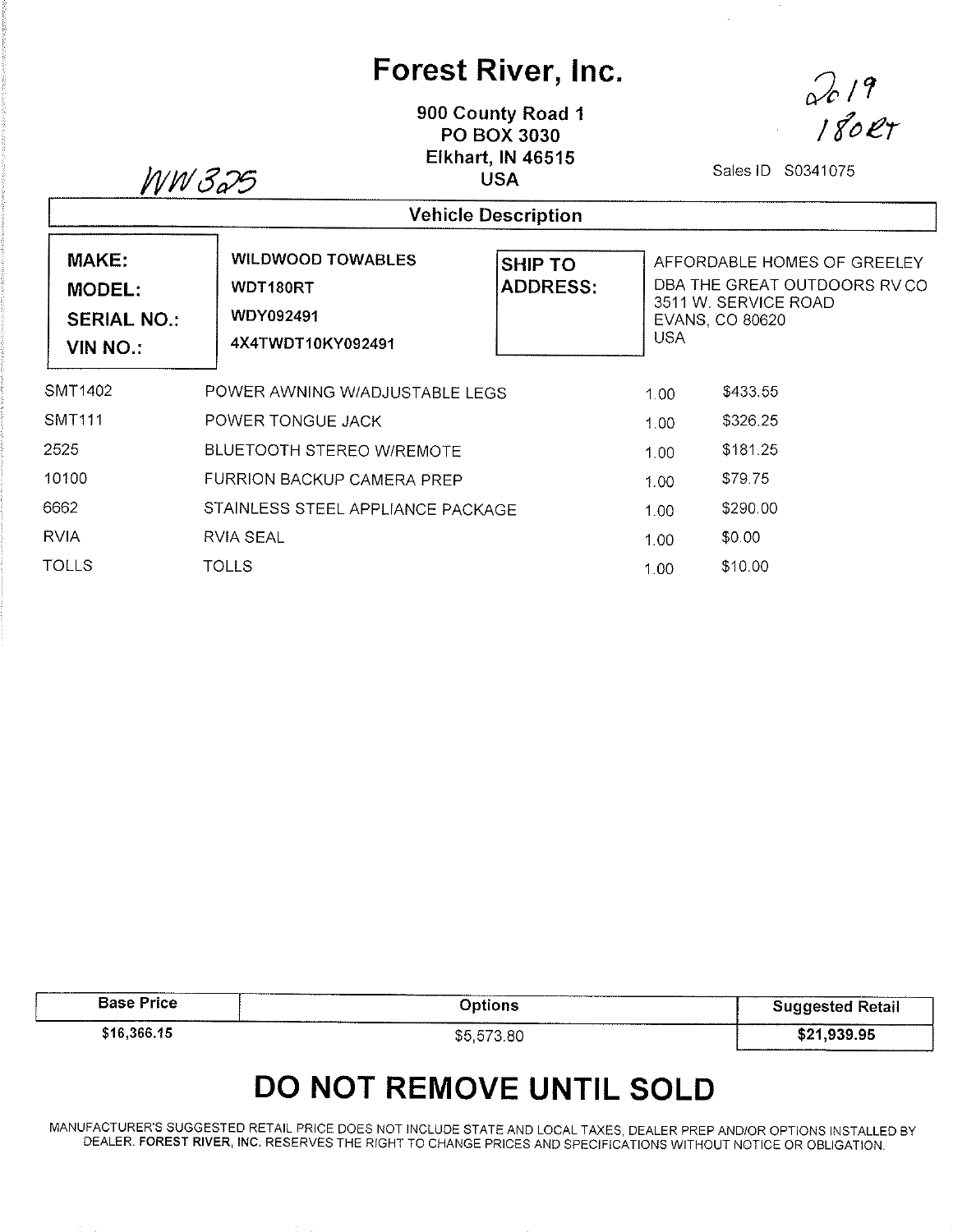# Forest River, Inc.

900 County Road 1
PO BOX 3030
Elkhart, IN 46515
USA

2019
180RT

WW325

Sales ID S0341075

## Vehicle Description

| | |
|---|---|
| **MAKE:** | WILDWOOD TOWABLES |
| **MODEL:** | WDT180RT |
| **SERIAL NO.:** | WDY092491 |
| **VIN NO.:** | 4X4TWDT10KY092491 |

**SHIP TO ADDRESS:**
AFFORDABLE HOMES OF GREELEY
DBA THE GREAT OUTDOORS RV CO
3511 W. SERVICE ROAD
EVANS, CO 80620
USA

| | | | |
|---|---|---|---|
| SMT1402 | POWER AWNING W/ADJUSTABLE LEGS | 1.00 | $433.55 |
| SMT111 | POWER TONGUE JACK | 1.00 | $326.25 |
| 2525 | BLUETOOTH STEREO W/REMOTE | 1.00 | $181.25 |
| 10100 | FURRION BACKUP CAMERA PREP | 1.00 | $79.75 |
| 6662 | STAINLESS STEEL APPLIANCE PACKAGE | 1.00 | $290.00 |
| RVIA | RVIA SEAL | 1.00 | $0.00 |
| TOLLS | TOLLS | 1.00 | $10.00 |

| Base Price | Options | Suggested Retail |
|---|---|---|
| $16,366.15 | $5,573.80 | $21,939.95 |

# DO NOT REMOVE UNTIL SOLD

MANUFACTURER'S SUGGESTED RETAIL PRICE DOES NOT INCLUDE STATE AND LOCAL TAXES, DEALER PREP AND/OR OPTIONS INSTALLED BY DEALER. FOREST RIVER, INC. RESERVES THE RIGHT TO CHANGE PRICES AND SPECIFICATIONS WITHOUT NOTICE OR OBLIGATION.